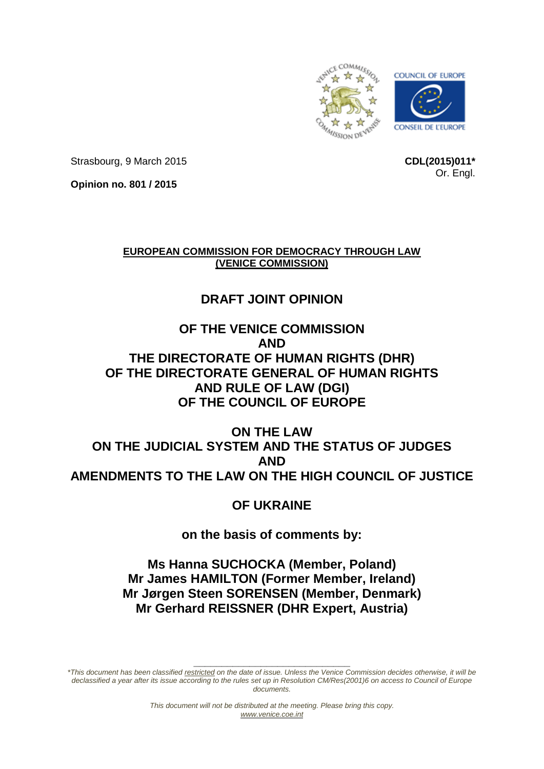Strasbourg, 9 March 2015

**CDL(2015)011***
Or. Engl.

**Opinion no. 801 / 2015**

**EUROPEAN COMMISSION FOR DEMOCRACY THROUGH LAW (VENICE COMMISSION)**

# DRAFT JOINT OPINION

# OF THE VENICE COMMISSION AND THE DIRECTORATE OF HUMAN RIGHTS (DHR) OF THE DIRECTORATE GENERAL OF HUMAN RIGHTS AND RULE OF LAW (DGI) OF THE COUNCIL OF EUROPE

# ON THE LAW ON THE JUDICIAL SYSTEM AND THE STATUS OF JUDGES AND AMENDMENTS TO THE LAW ON THE HIGH COUNCIL OF JUSTICE

# OF UKRAINE

**on the basis of comments by:**

**Ms Hanna SUCHOCKA (Member, Poland)**
**Mr James HAMILTON (Former Member, Ireland)**
**Mr Jørgen Steen SORENSEN (Member, Denmark)**
**Mr Gerhard REISSNER (DHR Expert, Austria)**

*\*This document has been classified restricted on the date of issue. Unless the Venice Commission decides otherwise, it will be declassified a year after its issue according to the rules set up in Resolution CM/Res(2001)6 on access to Council of Europe documents.*

*This document will not be distributed at the meeting. Please bring this copy.*
www.venice.coe.int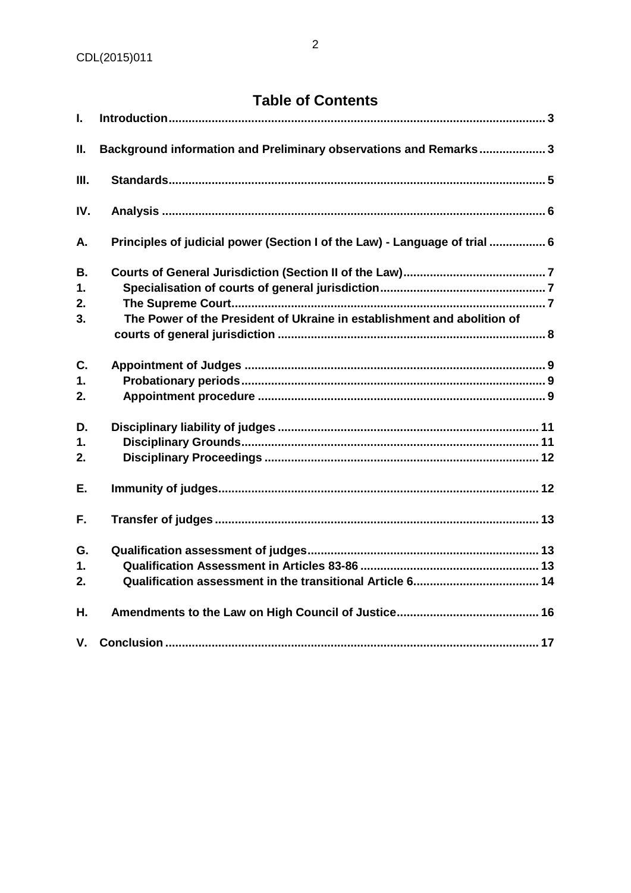## Table of Contents

**I. Introduction** ..... 3

**II. Background information and Preliminary observations and Remarks** ..... 3

**III. Standards** ..... 5

**IV. Analysis** ..... 6

**A. Principles of judicial power (Section I of the Law) - Language of trial** ..... 6

**B. Courts of General Jurisdiction (Section II of the Law)** ..... 7
**1. Specialisation of courts of general jurisdiction** ..... 7
**2. The Supreme Court** ..... 7
**3. The Power of the President of Ukraine in establishment and abolition of courts of general jurisdiction** ..... 8

**C. Appointment of Judges** ..... 9
**1. Probationary periods** ..... 9
**2. Appointment procedure** ..... 9

**D. Disciplinary liability of judges** ..... 11
**1. Disciplinary Grounds** ..... 11
**2. Disciplinary Proceedings** ..... 12

**E. Immunity of judges** ..... 12

**F. Transfer of judges** ..... 13

**G. Qualification assessment of judges** ..... 13
**1. Qualification Assessment in Articles 83-86** ..... 13
**2. Qualification assessment in the transitional Article 6** ..... 14

**H. Amendments to the Law on High Council of Justice** ..... 16

**V. Conclusion** ..... 17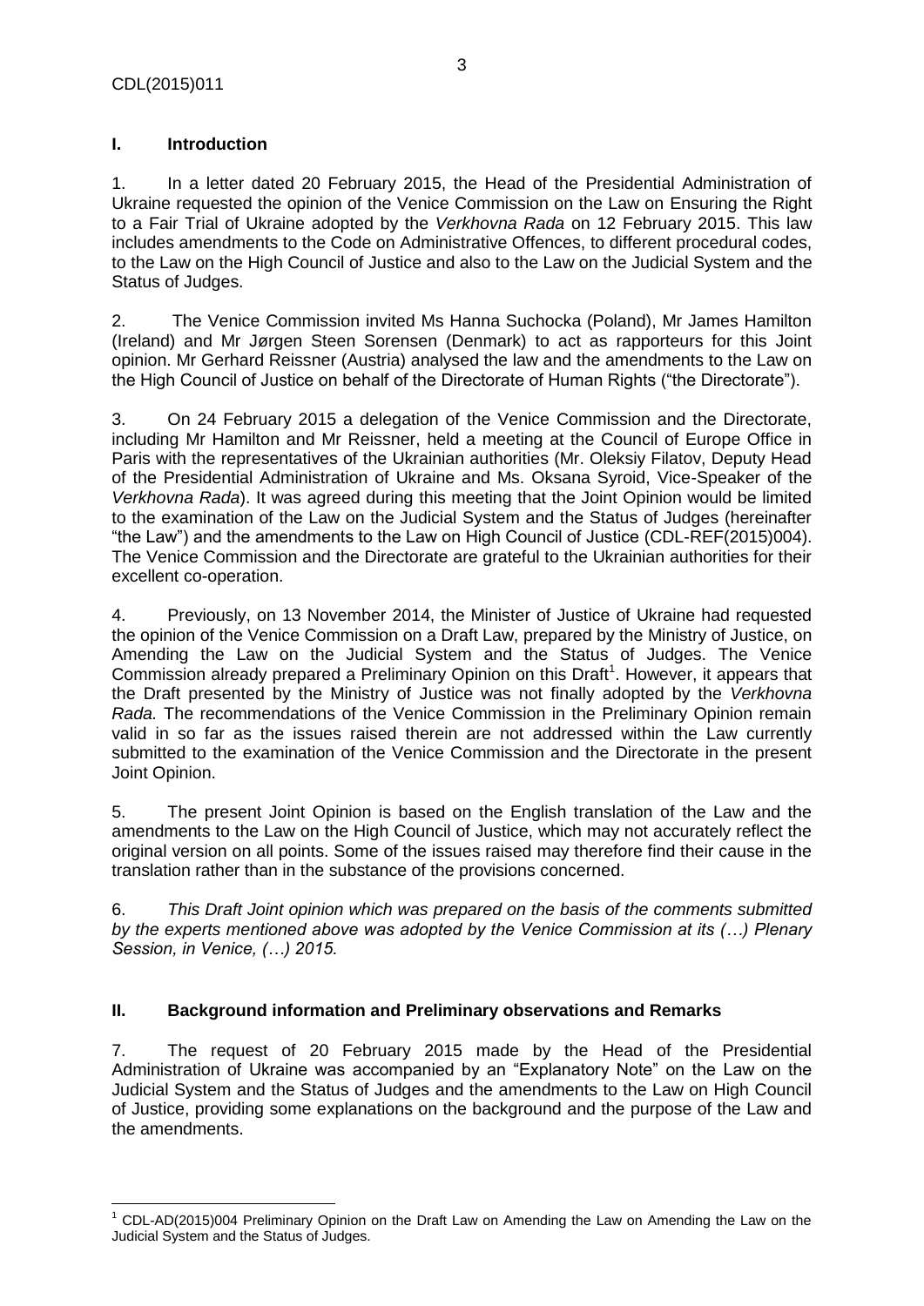## I. Introduction

1. In a letter dated 20 February 2015, the Head of the Presidential Administration of Ukraine requested the opinion of the Venice Commission on the Law on Ensuring the Right to a Fair Trial of Ukraine adopted by the *Verkhovna Rada* on 12 February 2015. This law includes amendments to the Code on Administrative Offences, to different procedural codes, to the Law on the High Council of Justice and also to the Law on the Judicial System and the Status of Judges.

2. The Venice Commission invited Ms Hanna Suchocka (Poland), Mr James Hamilton (Ireland) and Mr Jørgen Steen Sorensen (Denmark) to act as rapporteurs for this Joint opinion. Mr Gerhard Reissner (Austria) analysed the law and the amendments to the Law on the High Council of Justice on behalf of the Directorate of Human Rights ("the Directorate").

3. On 24 February 2015 a delegation of the Venice Commission and the Directorate, including Mr Hamilton and Mr Reissner, held a meeting at the Council of Europe Office in Paris with the representatives of the Ukrainian authorities (Mr. Oleksiy Filatov, Deputy Head of the Presidential Administration of Ukraine and Ms. Oksana Syroid, Vice-Speaker of the *Verkhovna Rada*). It was agreed during this meeting that the Joint Opinion would be limited to the examination of the Law on the Judicial System and the Status of Judges (hereinafter "the Law") and the amendments to the Law on High Council of Justice (CDL-REF(2015)004). The Venice Commission and the Directorate are grateful to the Ukrainian authorities for their excellent co-operation.

4. Previously, on 13 November 2014, the Minister of Justice of Ukraine had requested the opinion of the Venice Commission on a Draft Law, prepared by the Ministry of Justice, on Amending the Law on the Judicial System and the Status of Judges. The Venice Commission already prepared a Preliminary Opinion on this Draft[1]. However, it appears that the Draft presented by the Ministry of Justice was not finally adopted by the *Verkhovna Rada.* The recommendations of the Venice Commission in the Preliminary Opinion remain valid in so far as the issues raised therein are not addressed within the Law currently submitted to the examination of the Venice Commission and the Directorate in the present Joint Opinion.

5. The present Joint Opinion is based on the English translation of the Law and the amendments to the Law on the High Council of Justice, which may not accurately reflect the original version on all points. Some of the issues raised may therefore find their cause in the translation rather than in the substance of the provisions concerned.

6. *This Draft Joint opinion which was prepared on the basis of the comments submitted by the experts mentioned above was adopted by the Venice Commission at its (…) Plenary Session, in Venice, (…) 2015.*

## II. Background information and Preliminary observations and Remarks

7. The request of 20 February 2015 made by the Head of the Presidential Administration of Ukraine was accompanied by an "Explanatory Note" on the Law on the Judicial System and the Status of Judges and the amendments to the Law on High Council of Justice, providing some explanations on the background and the purpose of the Law and the amendments.

---

[1] CDL-AD(2015)004 Preliminary Opinion on the Draft Law on Amending the Law on Amending the Law on the Judicial System and the Status of Judges.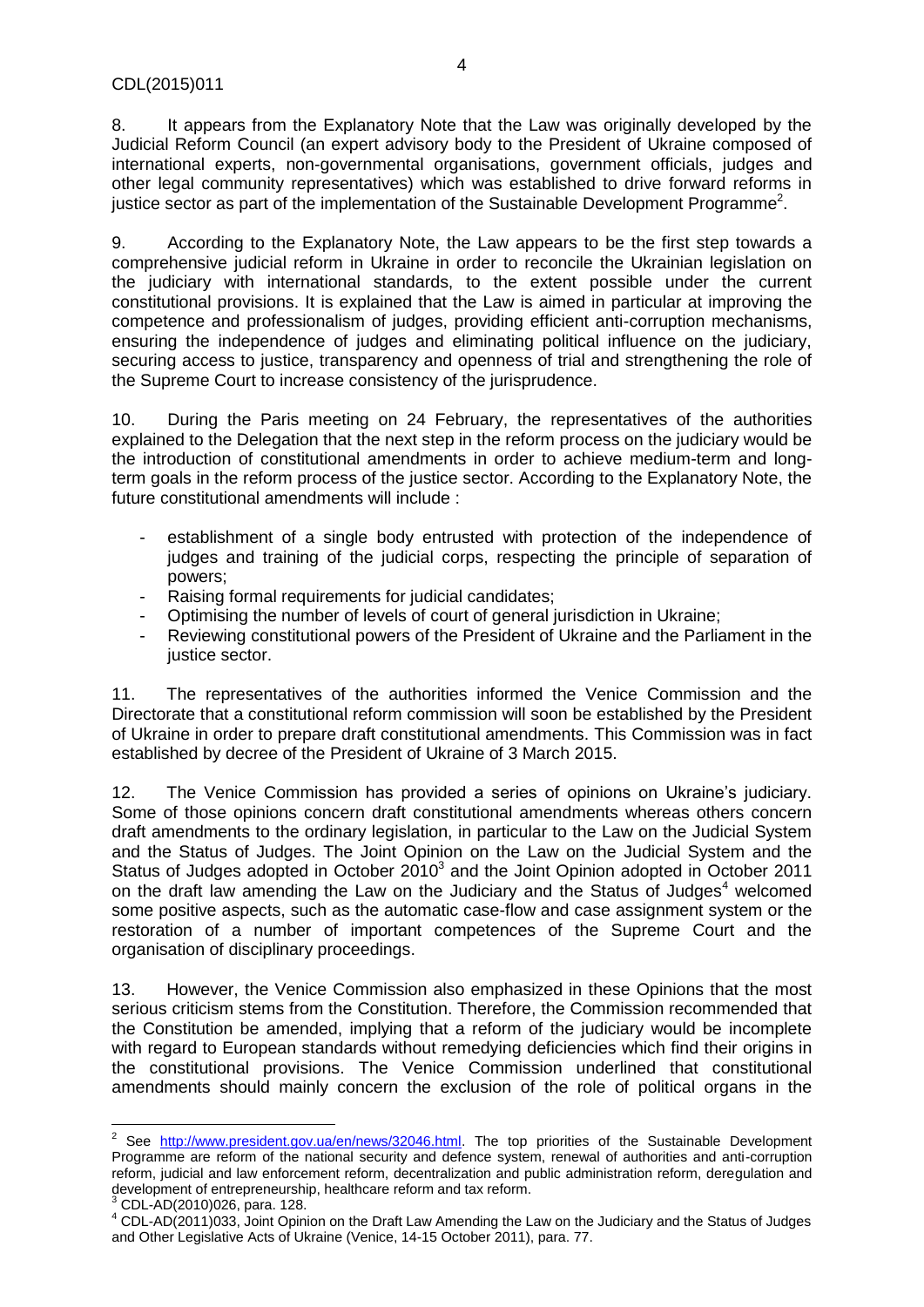8. It appears from the Explanatory Note that the Law was originally developed by the Judicial Reform Council (an expert advisory body to the President of Ukraine composed of international experts, non-governmental organisations, government officials, judges and other legal community representatives) which was established to drive forward reforms in justice sector as part of the implementation of the Sustainable Development Programme[2].

9. According to the Explanatory Note, the Law appears to be the first step towards a comprehensive judicial reform in Ukraine in order to reconcile the Ukrainian legislation on the judiciary with international standards, to the extent possible under the current constitutional provisions. It is explained that the Law is aimed in particular at improving the competence and professionalism of judges, providing efficient anti-corruption mechanisms, ensuring the independence of judges and eliminating political influence on the judiciary, securing access to justice, transparency and openness of trial and strengthening the role of the Supreme Court to increase consistency of the jurisprudence.

10. During the Paris meeting on 24 February, the representatives of the authorities explained to the Delegation that the next step in the reform process on the judiciary would be the introduction of constitutional amendments in order to achieve medium-term and long-term goals in the reform process of the justice sector. According to the Explanatory Note, the future constitutional amendments will include :

- establishment of a single body entrusted with protection of the independence of judges and training of the judicial corps, respecting the principle of separation of powers;
- Raising formal requirements for judicial candidates;
- Optimising the number of levels of court of general jurisdiction in Ukraine;
- Reviewing constitutional powers of the President of Ukraine and the Parliament in the justice sector.

11. The representatives of the authorities informed the Venice Commission and the Directorate that a constitutional reform commission will soon be established by the President of Ukraine in order to prepare draft constitutional amendments. This Commission was in fact established by decree of the President of Ukraine of 3 March 2015.

12. The Venice Commission has provided a series of opinions on Ukraine's judiciary. Some of those opinions concern draft constitutional amendments whereas others concern draft amendments to the ordinary legislation, in particular to the Law on the Judicial System and the Status of Judges. The Joint Opinion on the Law on the Judicial System and the Status of Judges adopted in October 2010[3] and the Joint Opinion adopted in October 2011 on the draft law amending the Law on the Judiciary and the Status of Judges[4] welcomed some positive aspects, such as the automatic case-flow and case assignment system or the restoration of a number of important competences of the Supreme Court and the organisation of disciplinary proceedings.

13. However, the Venice Commission also emphasized in these Opinions that the most serious criticism stems from the Constitution. Therefore, the Commission recommended that the Constitution be amended, implying that a reform of the judiciary would be incomplete with regard to European standards without remedying deficiencies which find their origins in the constitutional provisions. The Venice Commission underlined that constitutional amendments should mainly concern the exclusion of the role of political organs in the

---

[2] See http://www.president.gov.ua/en/news/32046.html. The top priorities of the Sustainable Development Programme are reform of the national security and defence system, renewal of authorities and anti-corruption reform, judicial and law enforcement reform, decentralization and public administration reform, deregulation and development of entrepreneurship, healthcare reform and tax reform.

[3] CDL-AD(2010)026, para. 128.

[4] CDL-AD(2011)033, Joint Opinion on the Draft Law Amending the Law on the Judiciary and the Status of Judges and Other Legislative Acts of Ukraine (Venice, 14-15 October 2011), para. 77.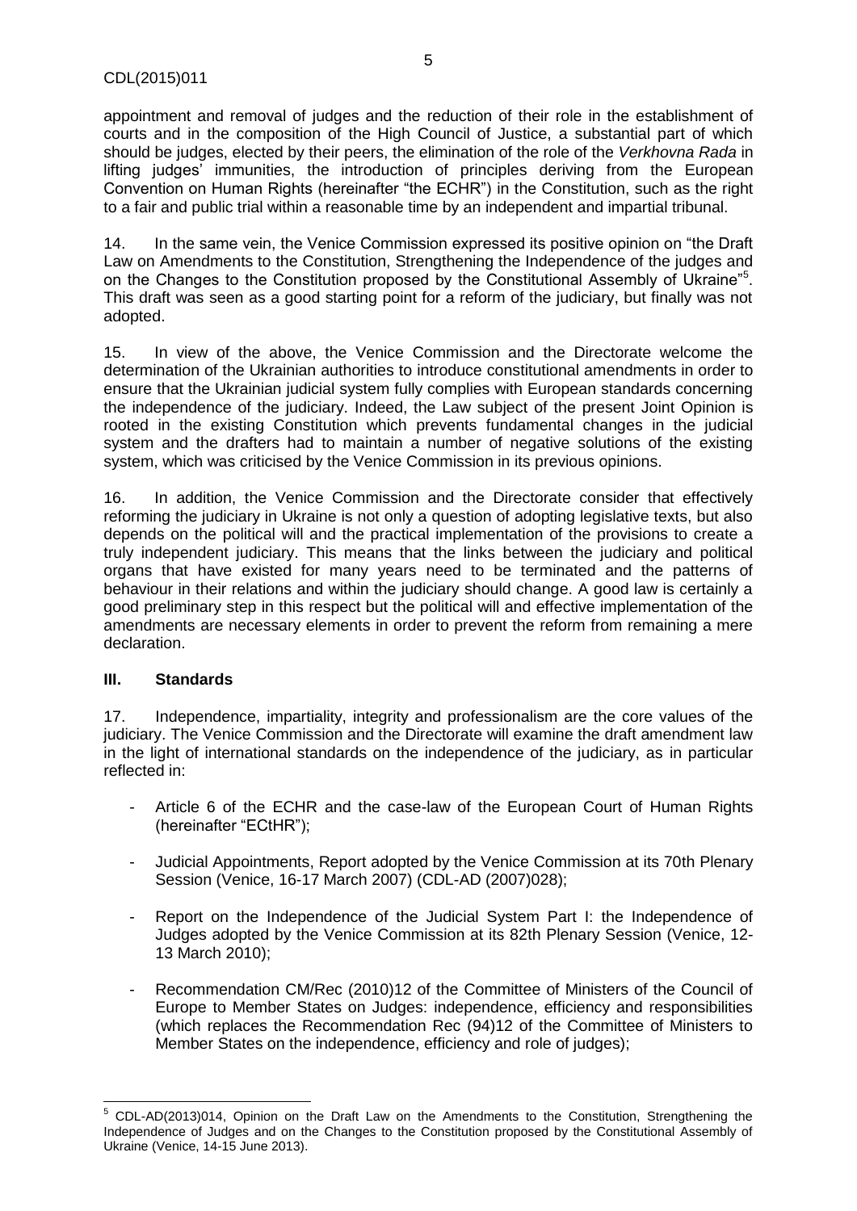appointment and removal of judges and the reduction of their role in the establishment of courts and in the composition of the High Council of Justice, a substantial part of which should be judges, elected by their peers, the elimination of the role of the *Verkhovna Rada* in lifting judges' immunities, the introduction of principles deriving from the European Convention on Human Rights (hereinafter "the ECHR") in the Constitution, such as the right to a fair and public trial within a reasonable time by an independent and impartial tribunal.

14. In the same vein, the Venice Commission expressed its positive opinion on "the Draft Law on Amendments to the Constitution, Strengthening the Independence of the judges and on the Changes to the Constitution proposed by the Constitutional Assembly of Ukraine"[5]. This draft was seen as a good starting point for a reform of the judiciary, but finally was not adopted.

15. In view of the above, the Venice Commission and the Directorate welcome the determination of the Ukrainian authorities to introduce constitutional amendments in order to ensure that the Ukrainian judicial system fully complies with European standards concerning the independence of the judiciary. Indeed, the Law subject of the present Joint Opinion is rooted in the existing Constitution which prevents fundamental changes in the judicial system and the drafters had to maintain a number of negative solutions of the existing system, which was criticised by the Venice Commission in its previous opinions.

16. In addition, the Venice Commission and the Directorate consider that effectively reforming the judiciary in Ukraine is not only a question of adopting legislative texts, but also depends on the political will and the practical implementation of the provisions to create a truly independent judiciary. This means that the links between the judiciary and political organs that have existed for many years need to be terminated and the patterns of behaviour in their relations and within the judiciary should change. A good law is certainly a good preliminary step in this respect but the political will and effective implementation of the amendments are necessary elements in order to prevent the reform from remaining a mere declaration.

## III. Standards

17. Independence, impartiality, integrity and professionalism are the core values of the judiciary. The Venice Commission and the Directorate will examine the draft amendment law in the light of international standards on the independence of the judiciary, as in particular reflected in:

- Article 6 of the ECHR and the case-law of the European Court of Human Rights (hereinafter "ECtHR");
- Judicial Appointments, Report adopted by the Venice Commission at its 70th Plenary Session (Venice, 16-17 March 2007) (CDL-AD (2007)028);
- Report on the Independence of the Judicial System Part I: the Independence of Judges adopted by the Venice Commission at its 82th Plenary Session (Venice, 12-13 March 2010);
- Recommendation CM/Rec (2010)12 of the Committee of Ministers of the Council of Europe to Member States on Judges: independence, efficiency and responsibilities (which replaces the Recommendation Rec (94)12 of the Committee of Ministers to Member States on the independence, efficiency and role of judges);

---

[5] CDL-AD(2013)014, Opinion on the Draft Law on the Amendments to the Constitution, Strengthening the Independence of Judges and on the Changes to the Constitution proposed by the Constitutional Assembly of Ukraine (Venice, 14-15 June 2013).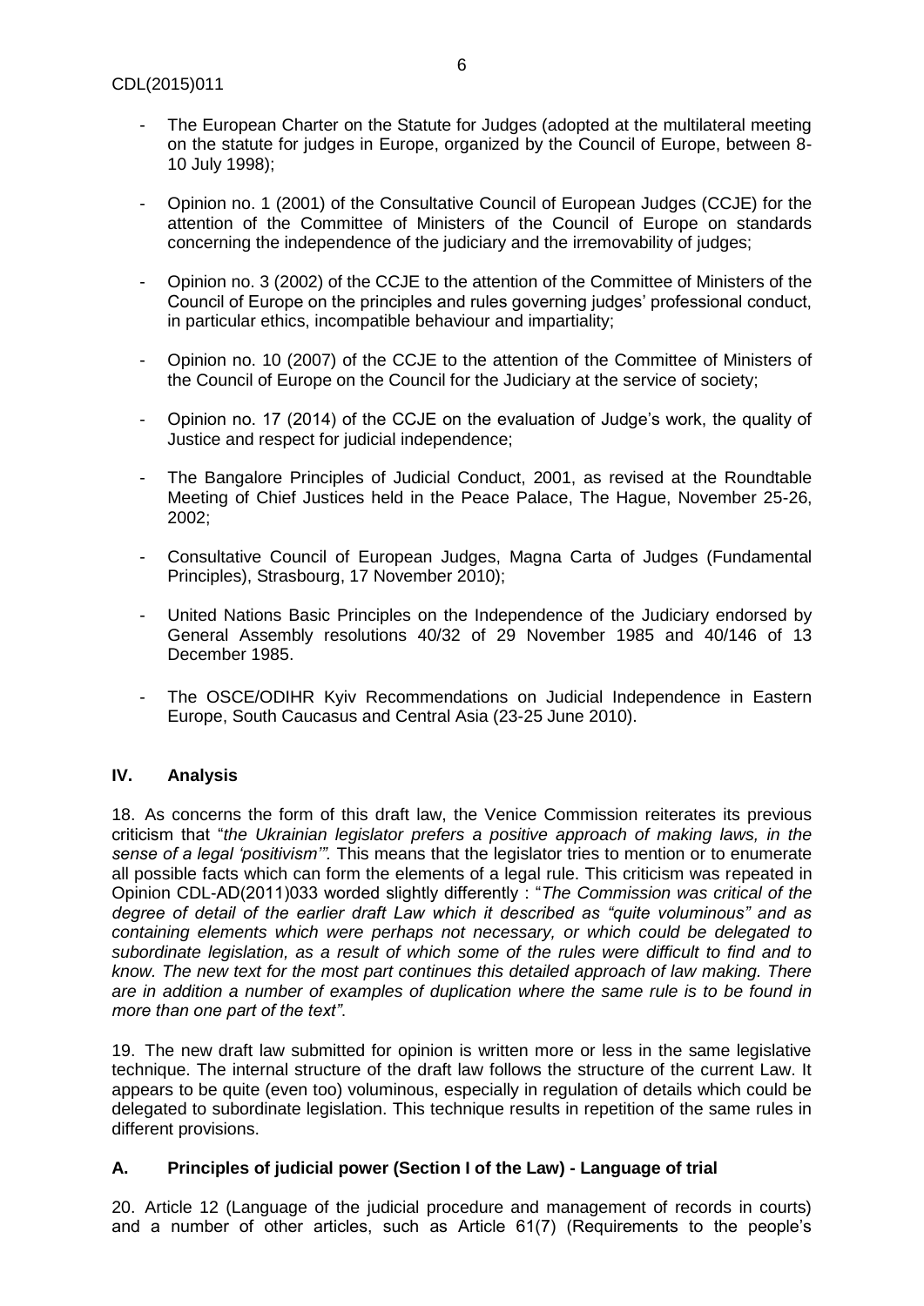- The European Charter on the Statute for Judges (adopted at the multilateral meeting on the statute for judges in Europe, organized by the Council of Europe, between 8-10 July 1998);

- Opinion no. 1 (2001) of the Consultative Council of European Judges (CCJE) for the attention of the Committee of Ministers of the Council of Europe on standards concerning the independence of the judiciary and the irremovability of judges;

- Opinion no. 3 (2002) of the CCJE to the attention of the Committee of Ministers of the Council of Europe on the principles and rules governing judges' professional conduct, in particular ethics, incompatible behaviour and impartiality;

- Opinion no. 10 (2007) of the CCJE to the attention of the Committee of Ministers of the Council of Europe on the Council for the Judiciary at the service of society;

- Opinion no. 17 (2014) of the CCJE on the evaluation of Judge's work, the quality of Justice and respect for judicial independence;

- The Bangalore Principles of Judicial Conduct, 2001, as revised at the Roundtable Meeting of Chief Justices held in the Peace Palace, The Hague, November 25-26, 2002;

- Consultative Council of European Judges, Magna Carta of Judges (Fundamental Principles), Strasbourg, 17 November 2010);

- United Nations Basic Principles on the Independence of the Judiciary endorsed by General Assembly resolutions 40/32 of 29 November 1985 and 40/146 of 13 December 1985.

- The OSCE/ODIHR Kyiv Recommendations on Judicial Independence in Eastern Europe, South Caucasus and Central Asia (23-25 June 2010).

## IV. Analysis

18. As concerns the form of this draft law, the Venice Commission reiterates its previous criticism that "*the Ukrainian legislator prefers a positive approach of making laws, in the sense of a legal 'positivism'".* This means that the legislator tries to mention or to enumerate all possible facts which can form the elements of a legal rule. This criticism was repeated in Opinion CDL-AD(2011)033 worded slightly differently : "*The Commission was critical of the degree of detail of the earlier draft Law which it described as "quite voluminous" and as containing elements which were perhaps not necessary, or which could be delegated to subordinate legislation, as a result of which some of the rules were difficult to find and to know. The new text for the most part continues this detailed approach of law making. There are in addition a number of examples of duplication where the same rule is to be found in more than one part of the text"*.

19. The new draft law submitted for opinion is written more or less in the same legislative technique. The internal structure of the draft law follows the structure of the current Law. It appears to be quite (even too) voluminous, especially in regulation of details which could be delegated to subordinate legislation. This technique results in repetition of the same rules in different provisions.

### A. Principles of judicial power (Section I of the Law) - Language of trial

20. Article 12 (Language of the judicial procedure and management of records in courts) and a number of other articles, such as Article 61(7) (Requirements to the people's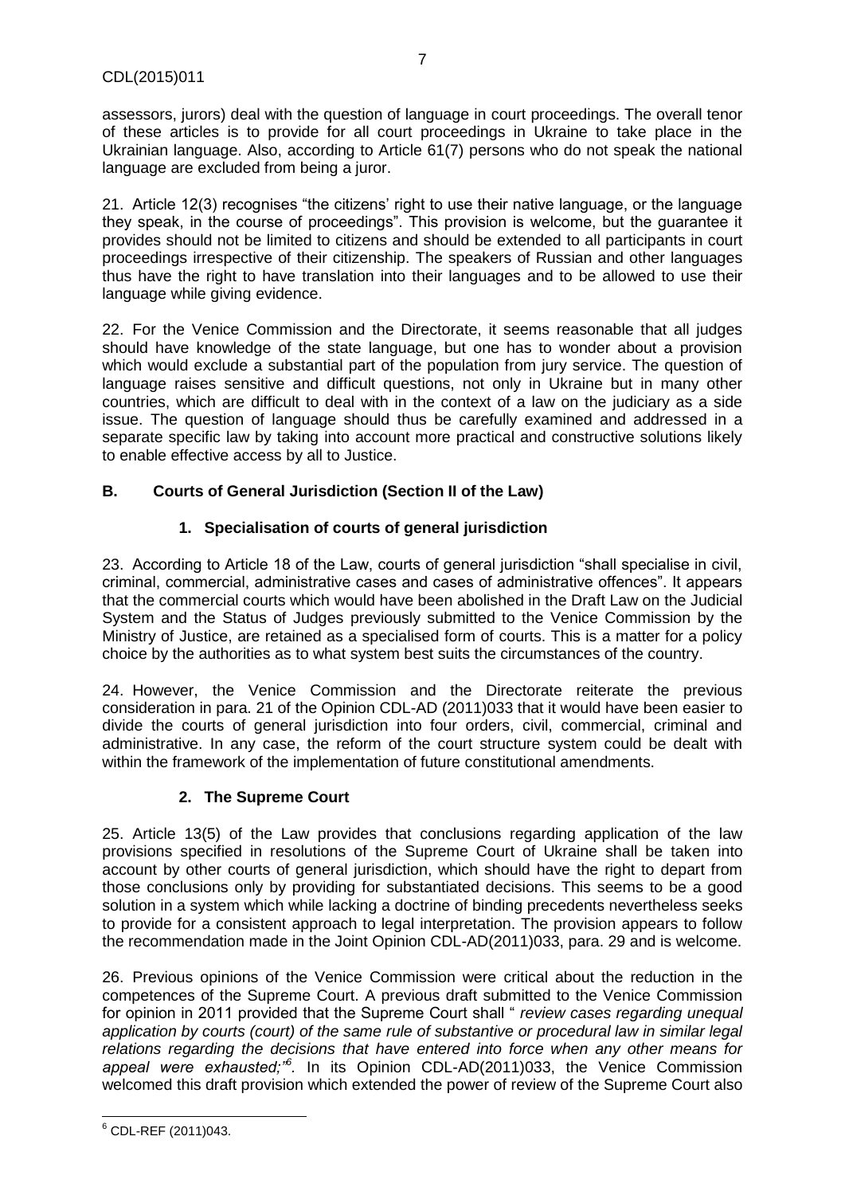assessors, jurors) deal with the question of language in court proceedings. The overall tenor of these articles is to provide for all court proceedings in Ukraine to take place in the Ukrainian language. Also, according to Article 61(7) persons who do not speak the national language are excluded from being a juror.

21. Article 12(3) recognises "the citizens' right to use their native language, or the language they speak, in the course of proceedings". This provision is welcome, but the guarantee it provides should not be limited to citizens and should be extended to all participants in court proceedings irrespective of their citizenship. The speakers of Russian and other languages thus have the right to have translation into their languages and to be allowed to use their language while giving evidence.

22. For the Venice Commission and the Directorate, it seems reasonable that all judges should have knowledge of the state language, but one has to wonder about a provision which would exclude a substantial part of the population from jury service. The question of language raises sensitive and difficult questions, not only in Ukraine but in many other countries, which are difficult to deal with in the context of a law on the judiciary as a side issue. The question of language should thus be carefully examined and addressed in a separate specific law by taking into account more practical and constructive solutions likely to enable effective access by all to Justice.

## B. Courts of General Jurisdiction (Section II of the Law)

### 1. Specialisation of courts of general jurisdiction

23. According to Article 18 of the Law, courts of general jurisdiction "shall specialise in civil, criminal, commercial, administrative cases and cases of administrative offences". It appears that the commercial courts which would have been abolished in the Draft Law on the Judicial System and the Status of Judges previously submitted to the Venice Commission by the Ministry of Justice, are retained as a specialised form of courts. This is a matter for a policy choice by the authorities as to what system best suits the circumstances of the country.

24. However, the Venice Commission and the Directorate reiterate the previous consideration in para. 21 of the Opinion CDL-AD (2011)033 that it would have been easier to divide the courts of general jurisdiction into four orders, civil, commercial, criminal and administrative. In any case, the reform of the court structure system could be dealt with within the framework of the implementation of future constitutional amendments.

### 2. The Supreme Court

25. Article 13(5) of the Law provides that conclusions regarding application of the law provisions specified in resolutions of the Supreme Court of Ukraine shall be taken into account by other courts of general jurisdiction, which should have the right to depart from those conclusions only by providing for substantiated decisions. This seems to be a good solution in a system which while lacking a doctrine of binding precedents nevertheless seeks to provide for a consistent approach to legal interpretation. The provision appears to follow the recommendation made in the Joint Opinion CDL-AD(2011)033, para. 29 and is welcome.

26. Previous opinions of the Venice Commission were critical about the reduction in the competences of the Supreme Court. A previous draft submitted to the Venice Commission for opinion in 2011 provided that the Supreme Court shall " *review cases regarding unequal application by courts (court) of the same rule of substantive or procedural law in similar legal relations regarding the decisions that have entered into force when any other means for appeal were exhausted;"*[6]. In its Opinion CDL-AD(2011)033, the Venice Commission welcomed this draft provision which extended the power of review of the Supreme Court also

---

[6] CDL-REF (2011)043.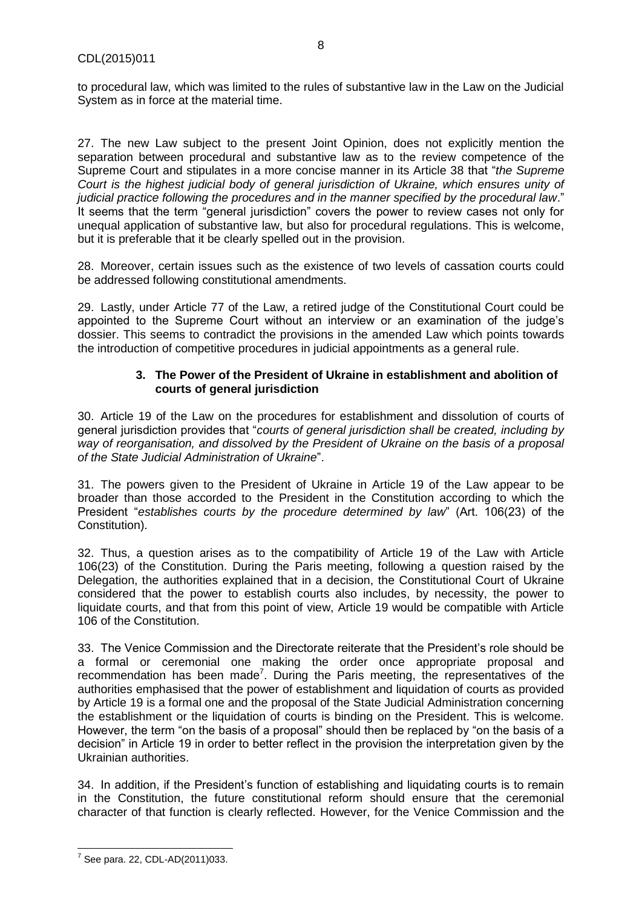to procedural law, which was limited to the rules of substantive law in the Law on the Judicial System as in force at the material time.

27. The new Law subject to the present Joint Opinion, does not explicitly mention the separation between procedural and substantive law as to the review competence of the Supreme Court and stipulates in a more concise manner in its Article 38 that "*the Supreme Court is the highest judicial body of general jurisdiction of Ukraine, which ensures unity of judicial practice following the procedures and in the manner specified by the procedural law*." It seems that the term "general jurisdiction" covers the power to review cases not only for unequal application of substantive law, but also for procedural regulations. This is welcome, but it is preferable that it be clearly spelled out in the provision.

28. Moreover, certain issues such as the existence of two levels of cassation courts could be addressed following constitutional amendments.

29. Lastly, under Article 77 of the Law, a retired judge of the Constitutional Court could be appointed to the Supreme Court without an interview or an examination of the judge's dossier. This seems to contradict the provisions in the amended Law which points towards the introduction of competitive procedures in judicial appointments as a general rule.

### 3. The Power of the President of Ukraine in establishment and abolition of courts of general jurisdiction

30. Article 19 of the Law on the procedures for establishment and dissolution of courts of general jurisdiction provides that "*courts of general jurisdiction shall be created, including by way of reorganisation, and dissolved by the President of Ukraine on the basis of a proposal of the State Judicial Administration of Ukraine*".

31. The powers given to the President of Ukraine in Article 19 of the Law appear to be broader than those accorded to the President in the Constitution according to which the President "*establishes courts by the procedure determined by law*" (Art. 106(23) of the Constitution).

32. Thus, a question arises as to the compatibility of Article 19 of the Law with Article 106(23) of the Constitution. During the Paris meeting, following a question raised by the Delegation, the authorities explained that in a decision, the Constitutional Court of Ukraine considered that the power to establish courts also includes, by necessity, the power to liquidate courts, and that from this point of view, Article 19 would be compatible with Article 106 of the Constitution.

33. The Venice Commission and the Directorate reiterate that the President's role should be a formal or ceremonial one making the order once appropriate proposal and recommendation has been made[7]. During the Paris meeting, the representatives of the authorities emphasised that the power of establishment and liquidation of courts as provided by Article 19 is a formal one and the proposal of the State Judicial Administration concerning the establishment or the liquidation of courts is binding on the President. This is welcome. However, the term "on the basis of a proposal" should then be replaced by "on the basis of a decision" in Article 19 in order to better reflect in the provision the interpretation given by the Ukrainian authorities.

34. In addition, if the President's function of establishing and liquidating courts is to remain in the Constitution, the future constitutional reform should ensure that the ceremonial character of that function is clearly reflected. However, for the Venice Commission and the

[7] See para. 22, CDL-AD(2011)033.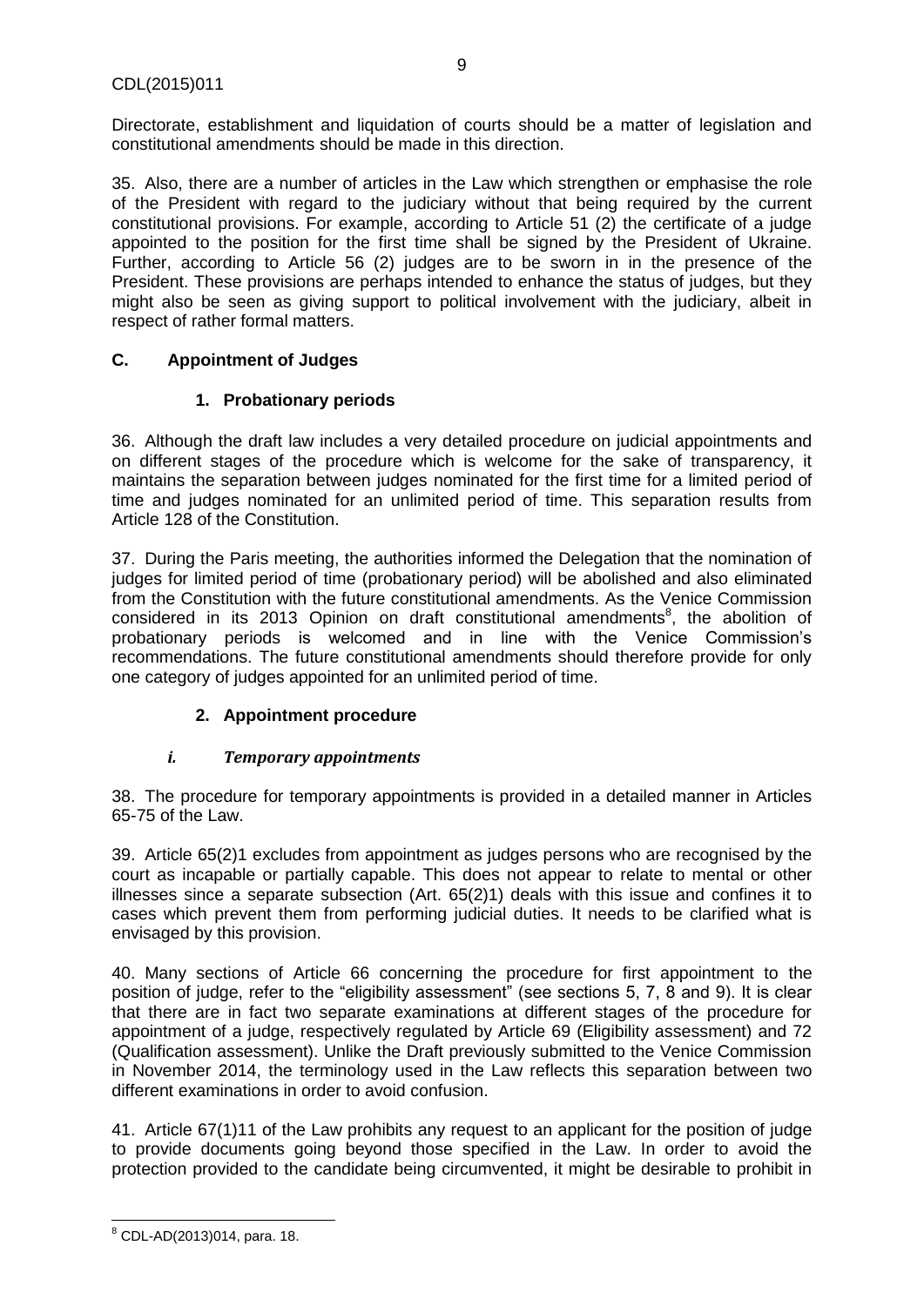Directorate, establishment and liquidation of courts should be a matter of legislation and constitutional amendments should be made in this direction.

35. Also, there are a number of articles in the Law which strengthen or emphasise the role of the President with regard to the judiciary without that being required by the current constitutional provisions. For example, according to Article 51 (2) the certificate of a judge appointed to the position for the first time shall be signed by the President of Ukraine. Further, according to Article 56 (2) judges are to be sworn in in the presence of the President. These provisions are perhaps intended to enhance the status of judges, but they might also be seen as giving support to political involvement with the judiciary, albeit in respect of rather formal matters.

## C. Appointment of Judges

### 1. Probationary periods

36. Although the draft law includes a very detailed procedure on judicial appointments and on different stages of the procedure which is welcome for the sake of transparency, it maintains the separation between judges nominated for the first time for a limited period of time and judges nominated for an unlimited period of time. This separation results from Article 128 of the Constitution.

37. During the Paris meeting, the authorities informed the Delegation that the nomination of judges for limited period of time (probationary period) will be abolished and also eliminated from the Constitution with the future constitutional amendments. As the Venice Commission considered in its 2013 Opinion on draft constitutional amendments[8], the abolition of probationary periods is welcomed and in line with the Venice Commission's recommendations. The future constitutional amendments should therefore provide for only one category of judges appointed for an unlimited period of time.

### 2. Appointment procedure

#### *i. Temporary appointments*

38. The procedure for temporary appointments is provided in a detailed manner in Articles 65-75 of the Law.

39. Article 65(2)1 excludes from appointment as judges persons who are recognised by the court as incapable or partially capable. This does not appear to relate to mental or other illnesses since a separate subsection (Art. 65(2)1) deals with this issue and confines it to cases which prevent them from performing judicial duties. It needs to be clarified what is envisaged by this provision.

40. Many sections of Article 66 concerning the procedure for first appointment to the position of judge, refer to the "eligibility assessment" (see sections 5, 7, 8 and 9). It is clear that there are in fact two separate examinations at different stages of the procedure for appointment of a judge, respectively regulated by Article 69 (Eligibility assessment) and 72 (Qualification assessment). Unlike the Draft previously submitted to the Venice Commission in November 2014, the terminology used in the Law reflects this separation between two different examinations in order to avoid confusion.

41. Article 67(1)11 of the Law prohibits any request to an applicant for the position of judge to provide documents going beyond those specified in the Law. In order to avoid the protection provided to the candidate being circumvented, it might be desirable to prohibit in

---

[8] CDL-AD(2013)014, para. 18.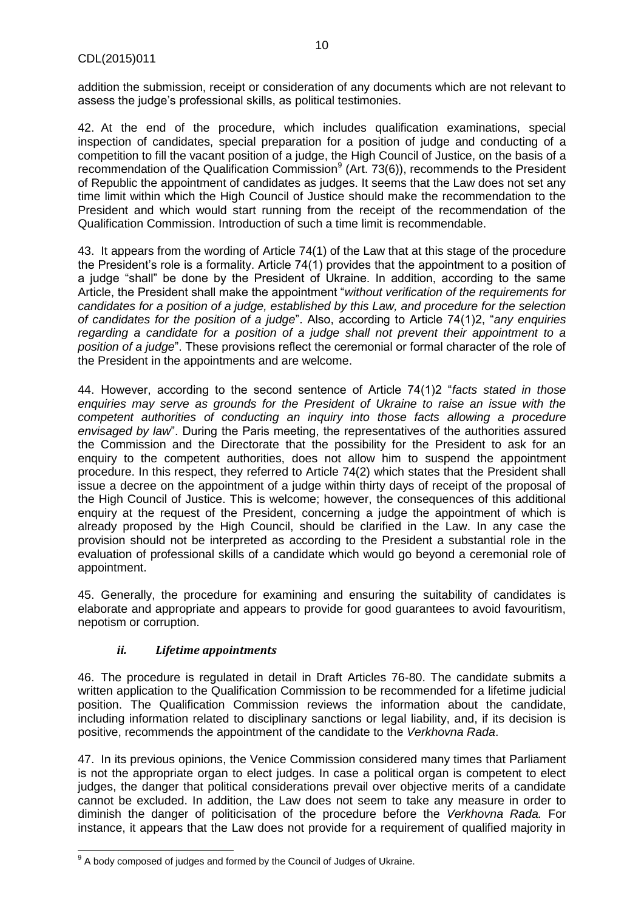addition the submission, receipt or consideration of any documents which are not relevant to assess the judge's professional skills, as political testimonies.

42. At the end of the procedure, which includes qualification examinations, special inspection of candidates, special preparation for a position of judge and conducting of a competition to fill the vacant position of a judge, the High Council of Justice, on the basis of a recommendation of the Qualification Commission[9] (Art. 73(6)), recommends to the President of Republic the appointment of candidates as judges. It seems that the Law does not set any time limit within which the High Council of Justice should make the recommendation to the President and which would start running from the receipt of the recommendation of the Qualification Commission. Introduction of such a time limit is recommendable.

43. It appears from the wording of Article 74(1) of the Law that at this stage of the procedure the President's role is a formality. Article 74(1) provides that the appointment to a position of a judge "shall" be done by the President of Ukraine. In addition, according to the same Article, the President shall make the appointment "*without verification of the requirements for candidates for a position of a judge, established by this Law, and procedure for the selection of candidates for the position of a judge*". Also, according to Article 74(1)2, "*any enquiries regarding a candidate for a position of a judge shall not prevent their appointment to a position of a judge*". These provisions reflect the ceremonial or formal character of the role of the President in the appointments and are welcome.

44. However, according to the second sentence of Article 74(1)2 "*facts stated in those enquiries may serve as grounds for the President of Ukraine to raise an issue with the competent authorities of conducting an inquiry into those facts allowing a procedure envisaged by law*". During the Paris meeting, the representatives of the authorities assured the Commission and the Directorate that the possibility for the President to ask for an enquiry to the competent authorities, does not allow him to suspend the appointment procedure. In this respect, they referred to Article 74(2) which states that the President shall issue a decree on the appointment of a judge within thirty days of receipt of the proposal of the High Council of Justice. This is welcome; however, the consequences of this additional enquiry at the request of the President, concerning a judge the appointment of which is already proposed by the High Council, should be clarified in the Law. In any case the provision should not be interpreted as according to the President a substantial role in the evaluation of professional skills of a candidate which would go beyond a ceremonial role of appointment.

45. Generally, the procedure for examining and ensuring the suitability of candidates is elaborate and appropriate and appears to provide for good guarantees to avoid favouritism, nepotism or corruption.

### *ii. Lifetime appointments*

46. The procedure is regulated in detail in Draft Articles 76-80. The candidate submits a written application to the Qualification Commission to be recommended for a lifetime judicial position. The Qualification Commission reviews the information about the candidate, including information related to disciplinary sanctions or legal liability, and, if its decision is positive, recommends the appointment of the candidate to the *Verkhovna Rada*.

47. In its previous opinions, the Venice Commission considered many times that Parliament is not the appropriate organ to elect judges. In case a political organ is competent to elect judges, the danger that political considerations prevail over objective merits of a candidate cannot be excluded. In addition, the Law does not seem to take any measure in order to diminish the danger of politicisation of the procedure before the *Verkhovna Rada.* For instance, it appears that the Law does not provide for a requirement of qualified majority in

---

[9] A body composed of judges and formed by the Council of Judges of Ukraine.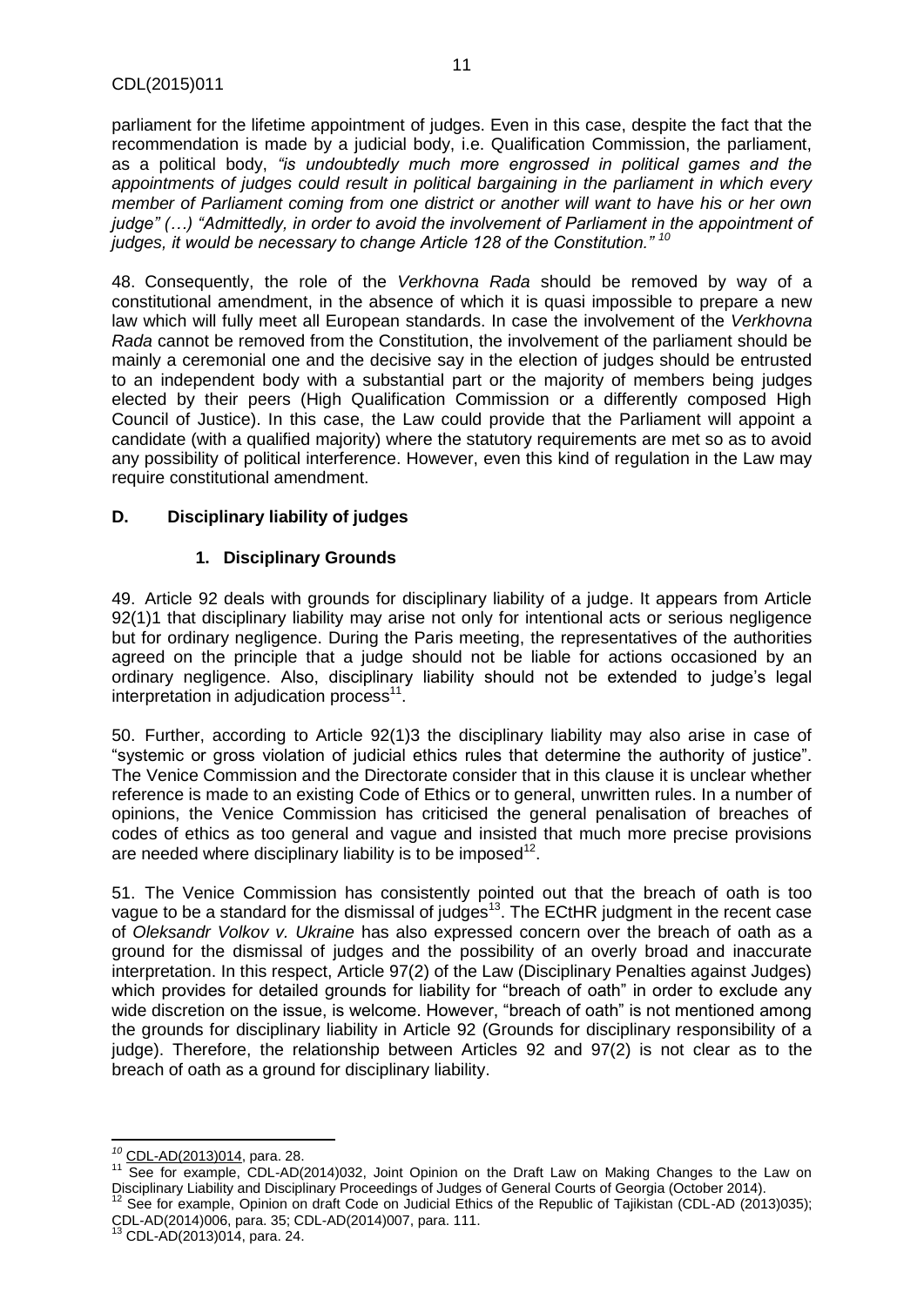parliament for the lifetime appointment of judges. Even in this case, despite the fact that the recommendation is made by a judicial body, i.e. Qualification Commission, the parliament, as a political body, *"is undoubtedly much more engrossed in political games and the appointments of judges could result in political bargaining in the parliament in which every member of Parliament coming from one district or another will want to have his or her own judge" (…) "Admittedly, in order to avoid the involvement of Parliament in the appointment of judges, it would be necessary to change Article 128 of the Constitution."* [10]

48. Consequently, the role of the *Verkhovna Rada* should be removed by way of a constitutional amendment, in the absence of which it is quasi impossible to prepare a new law which will fully meet all European standards. In case the involvement of the *Verkhovna Rada* cannot be removed from the Constitution, the involvement of the parliament should be mainly a ceremonial one and the decisive say in the election of judges should be entrusted to an independent body with a substantial part or the majority of members being judges elected by their peers (High Qualification Commission or a differently composed High Council of Justice). In this case, the Law could provide that the Parliament will appoint a candidate (with a qualified majority) where the statutory requirements are met so as to avoid any possibility of political interference. However, even this kind of regulation in the Law may require constitutional amendment.

## D. Disciplinary liability of judges

### 1. Disciplinary Grounds

49. Article 92 deals with grounds for disciplinary liability of a judge. It appears from Article 92(1)1 that disciplinary liability may arise not only for intentional acts or serious negligence but for ordinary negligence. During the Paris meeting, the representatives of the authorities agreed on the principle that a judge should not be liable for actions occasioned by an ordinary negligence. Also, disciplinary liability should not be extended to judge's legal interpretation in adjudication process[11].

50. Further, according to Article 92(1)3 the disciplinary liability may also arise in case of "systemic or gross violation of judicial ethics rules that determine the authority of justice". The Venice Commission and the Directorate consider that in this clause it is unclear whether reference is made to an existing Code of Ethics or to general, unwritten rules. In a number of opinions, the Venice Commission has criticised the general penalisation of breaches of codes of ethics as too general and vague and insisted that much more precise provisions are needed where disciplinary liability is to be imposed[12].

51. The Venice Commission has consistently pointed out that the breach of oath is too vague to be a standard for the dismissal of judges[13]. The ECtHR judgment in the recent case of *Oleksandr Volkov v. Ukraine* has also expressed concern over the breach of oath as a ground for the dismissal of judges and the possibility of an overly broad and inaccurate interpretation. In this respect, Article 97(2) of the Law (Disciplinary Penalties against Judges) which provides for detailed grounds for liability for "breach of oath" in order to exclude any wide discretion on the issue, is welcome. However, "breach of oath" is not mentioned among the grounds for disciplinary liability in Article 92 (Grounds for disciplinary responsibility of a judge). Therefore, the relationship between Articles 92 and 97(2) is not clear as to the breach of oath as a ground for disciplinary liability.

---

[10] CDL-AD(2013)014, para. 28.

[11] See for example, CDL-AD(2014)032, Joint Opinion on the Draft Law on Making Changes to the Law on Disciplinary Liability and Disciplinary Proceedings of Judges of General Courts of Georgia (October 2014).

[12] See for example, Opinion on draft Code on Judicial Ethics of the Republic of Tajikistan (CDL-AD (2013)035); CDL-AD(2014)006, para. 35; CDL-AD(2014)007, para. 111.

[13] CDL-AD(2013)014, para. 24.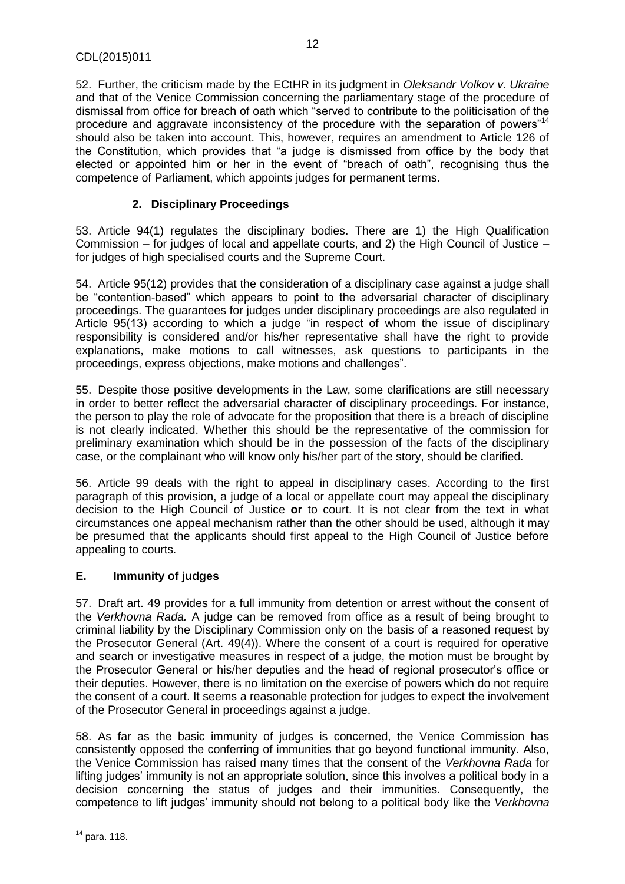52. Further, the criticism made by the ECtHR in its judgment in *Oleksandr Volkov v. Ukraine* and that of the Venice Commission concerning the parliamentary stage of the procedure of dismissal from office for breach of oath which "served to contribute to the politicisation of the procedure and aggravate inconsistency of the procedure with the separation of powers"[14] should also be taken into account. This, however, requires an amendment to Article 126 of the Constitution, which provides that "a judge is dismissed from office by the body that elected or appointed him or her in the event of "breach of oath", recognising thus the competence of Parliament, which appoints judges for permanent terms.

### 2. Disciplinary Proceedings

53. Article 94(1) regulates the disciplinary bodies. There are 1) the High Qualification Commission – for judges of local and appellate courts, and 2) the High Council of Justice – for judges of high specialised courts and the Supreme Court.

54. Article 95(12) provides that the consideration of a disciplinary case against a judge shall be "contention-based" which appears to point to the adversarial character of disciplinary proceedings. The guarantees for judges under disciplinary proceedings are also regulated in Article 95(13) according to which a judge "in respect of whom the issue of disciplinary responsibility is considered and/or his/her representative shall have the right to provide explanations, make motions to call witnesses, ask questions to participants in the proceedings, express objections, make motions and challenges".

55. Despite those positive developments in the Law, some clarifications are still necessary in order to better reflect the adversarial character of disciplinary proceedings. For instance, the person to play the role of advocate for the proposition that there is a breach of discipline is not clearly indicated. Whether this should be the representative of the commission for preliminary examination which should be in the possession of the facts of the disciplinary case, or the complainant who will know only his/her part of the story, should be clarified.

56. Article 99 deals with the right to appeal in disciplinary cases. According to the first paragraph of this provision, a judge of a local or appellate court may appeal the disciplinary decision to the High Council of Justice **or** to court. It is not clear from the text in what circumstances one appeal mechanism rather than the other should be used, although it may be presumed that the applicants should first appeal to the High Council of Justice before appealing to courts.

## E. Immunity of judges

57. Draft art. 49 provides for a full immunity from detention or arrest without the consent of the *Verkhovna Rada.* A judge can be removed from office as a result of being brought to criminal liability by the Disciplinary Commission only on the basis of a reasoned request by the Prosecutor General (Art. 49(4)). Where the consent of a court is required for operative and search or investigative measures in respect of a judge, the motion must be brought by the Prosecutor General or his/her deputies and the head of regional prosecutor's office or their deputies. However, there is no limitation on the exercise of powers which do not require the consent of a court. It seems a reasonable protection for judges to expect the involvement of the Prosecutor General in proceedings against a judge.

58. As far as the basic immunity of judges is concerned, the Venice Commission has consistently opposed the conferring of immunities that go beyond functional immunity. Also, the Venice Commission has raised many times that the consent of the *Verkhovna Rada* for lifting judges' immunity is not an appropriate solution, since this involves a political body in a decision concerning the status of judges and their immunities. Consequently, the competence to lift judges' immunity should not belong to a political body like the *Verkhovna*

---

[14] para. 118.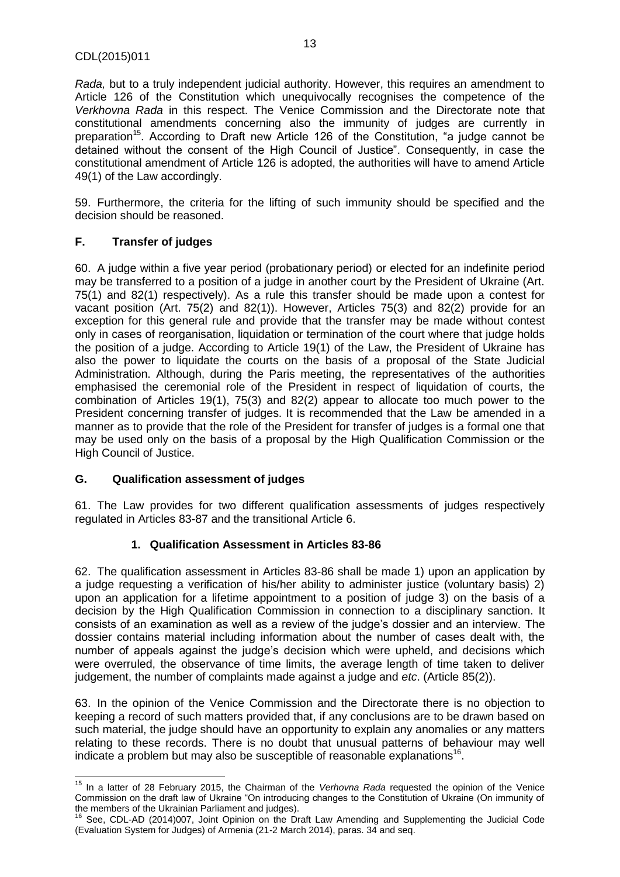*Rada,* but to a truly independent judicial authority. However, this requires an amendment to Article 126 of the Constitution which unequivocally recognises the competence of the *Verkhovna Rada* in this respect. The Venice Commission and the Directorate note that constitutional amendments concerning also the immunity of judges are currently in preparation[15]. According to Draft new Article 126 of the Constitution, "a judge cannot be detained without the consent of the High Council of Justice". Consequently, in case the constitutional amendment of Article 126 is adopted, the authorities will have to amend Article 49(1) of the Law accordingly.

59. Furthermore, the criteria for the lifting of such immunity should be specified and the decision should be reasoned.

## F. Transfer of judges

60. A judge within a five year period (probationary period) or elected for an indefinite period may be transferred to a position of a judge in another court by the President of Ukraine (Art. 75(1) and 82(1) respectively). As a rule this transfer should be made upon a contest for vacant position (Art. 75(2) and 82(1)). However, Articles 75(3) and 82(2) provide for an exception for this general rule and provide that the transfer may be made without contest only in cases of reorganisation, liquidation or termination of the court where that judge holds the position of a judge. According to Article 19(1) of the Law, the President of Ukraine has also the power to liquidate the courts on the basis of a proposal of the State Judicial Administration. Although, during the Paris meeting, the representatives of the authorities emphasised the ceremonial role of the President in respect of liquidation of courts, the combination of Articles 19(1), 75(3) and 82(2) appear to allocate too much power to the President concerning transfer of judges. It is recommended that the Law be amended in a manner as to provide that the role of the President for transfer of judges is a formal one that may be used only on the basis of a proposal by the High Qualification Commission or the High Council of Justice.

## G. Qualification assessment of judges

61. The Law provides for two different qualification assessments of judges respectively regulated in Articles 83-87 and the transitional Article 6.

### 1. Qualification Assessment in Articles 83-86

62. The qualification assessment in Articles 83-86 shall be made 1) upon an application by a judge requesting a verification of his/her ability to administer justice (voluntary basis) 2) upon an application for a lifetime appointment to a position of judge 3) on the basis of a decision by the High Qualification Commission in connection to a disciplinary sanction. It consists of an examination as well as a review of the judge's dossier and an interview. The dossier contains material including information about the number of cases dealt with, the number of appeals against the judge's decision which were upheld, and decisions which were overruled, the observance of time limits, the average length of time taken to deliver judgement, the number of complaints made against a judge and *etc*. (Article 85(2)).

63. In the opinion of the Venice Commission and the Directorate there is no objection to keeping a record of such matters provided that, if any conclusions are to be drawn based on such material, the judge should have an opportunity to explain any anomalies or any matters relating to these records. There is no doubt that unusual patterns of behaviour may well indicate a problem but may also be susceptible of reasonable explanations[16].

---

[15] In a latter of 28 February 2015, the Chairman of the *Verhovna Rada* requested the opinion of the Venice Commission on the draft law of Ukraine "On introducing changes to the Constitution of Ukraine (On immunity of the members of the Ukrainian Parliament and judges).

[16] See, CDL-AD (2014)007, Joint Opinion on the Draft Law Amending and Supplementing the Judicial Code (Evaluation System for Judges) of Armenia (21-2 March 2014), paras. 34 and seq.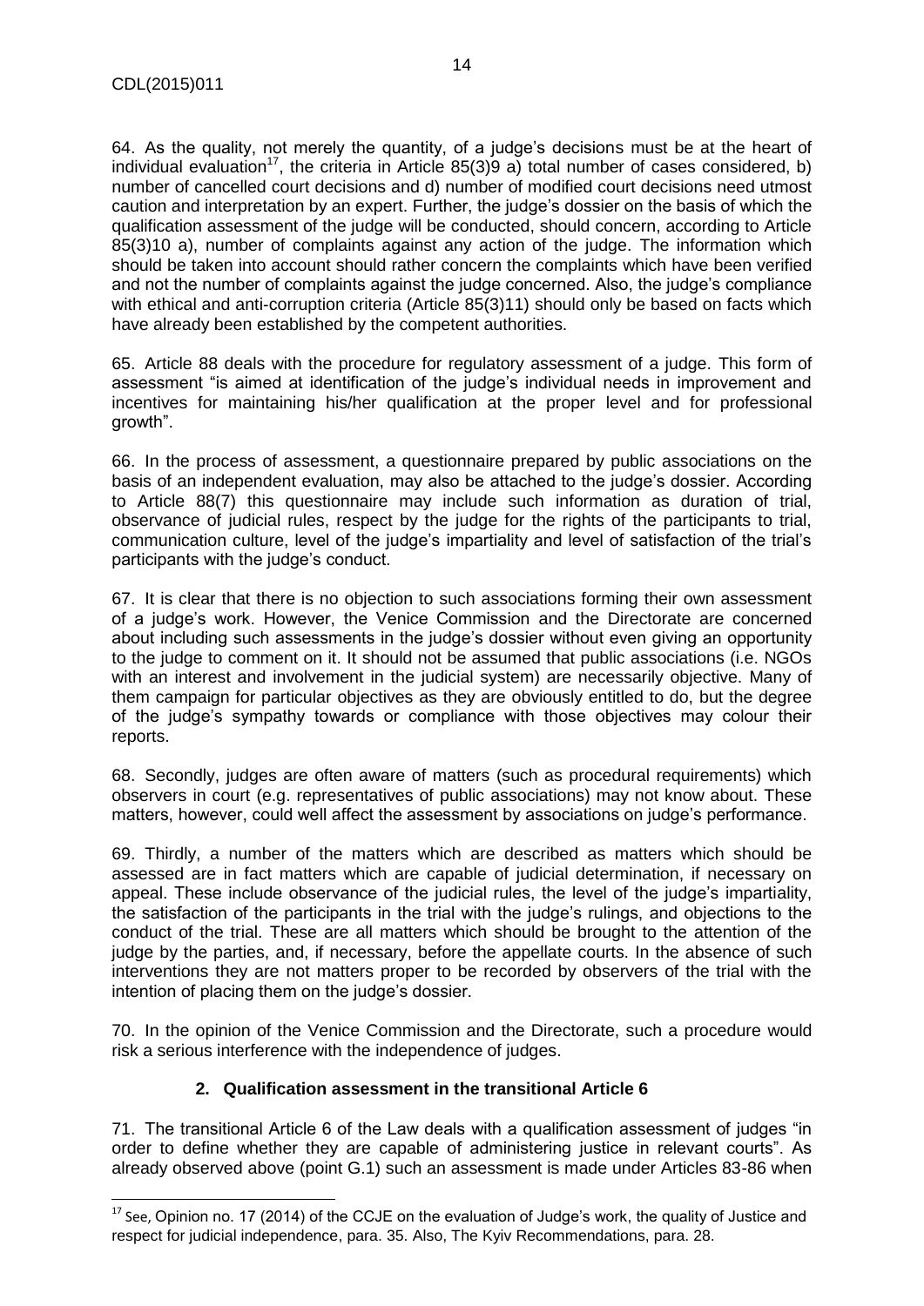64. As the quality, not merely the quantity, of a judge's decisions must be at the heart of individual evaluation[17], the criteria in Article 85(3)9 a) total number of cases considered, b) number of cancelled court decisions and d) number of modified court decisions need utmost caution and interpretation by an expert. Further, the judge's dossier on the basis of which the qualification assessment of the judge will be conducted, should concern, according to Article 85(3)10 a), number of complaints against any action of the judge. The information which should be taken into account should rather concern the complaints which have been verified and not the number of complaints against the judge concerned. Also, the judge's compliance with ethical and anti-corruption criteria (Article 85(3)11) should only be based on facts which have already been established by the competent authorities.

65. Article 88 deals with the procedure for regulatory assessment of a judge. This form of assessment "is aimed at identification of the judge's individual needs in improvement and incentives for maintaining his/her qualification at the proper level and for professional growth".

66. In the process of assessment, a questionnaire prepared by public associations on the basis of an independent evaluation, may also be attached to the judge's dossier. According to Article 88(7) this questionnaire may include such information as duration of trial, observance of judicial rules, respect by the judge for the rights of the participants to trial, communication culture, level of the judge's impartiality and level of satisfaction of the trial's participants with the judge's conduct.

67. It is clear that there is no objection to such associations forming their own assessment of a judge's work. However, the Venice Commission and the Directorate are concerned about including such assessments in the judge's dossier without even giving an opportunity to the judge to comment on it. It should not be assumed that public associations (i.e. NGOs with an interest and involvement in the judicial system) are necessarily objective. Many of them campaign for particular objectives as they are obviously entitled to do, but the degree of the judge's sympathy towards or compliance with those objectives may colour their reports.

68. Secondly, judges are often aware of matters (such as procedural requirements) which observers in court (e.g. representatives of public associations) may not know about. These matters, however, could well affect the assessment by associations on judge's performance.

69. Thirdly, a number of the matters which are described as matters which should be assessed are in fact matters which are capable of judicial determination, if necessary on appeal. These include observance of the judicial rules, the level of the judge's impartiality, the satisfaction of the participants in the trial with the judge's rulings, and objections to the conduct of the trial. These are all matters which should be brought to the attention of the judge by the parties, and, if necessary, before the appellate courts. In the absence of such interventions they are not matters proper to be recorded by observers of the trial with the intention of placing them on the judge's dossier.

70. In the opinion of the Venice Commission and the Directorate, such a procedure would risk a serious interference with the independence of judges.

### 2. Qualification assessment in the transitional Article 6

71. The transitional Article 6 of the Law deals with a qualification assessment of judges "in order to define whether they are capable of administering justice in relevant courts". As already observed above (point G.1) such an assessment is made under Articles 83-86 when

[17] See, Opinion no. 17 (2014) of the CCJE on the evaluation of Judge's work, the quality of Justice and respect for judicial independence, para. 35. Also, The Kyiv Recommendations, para. 28.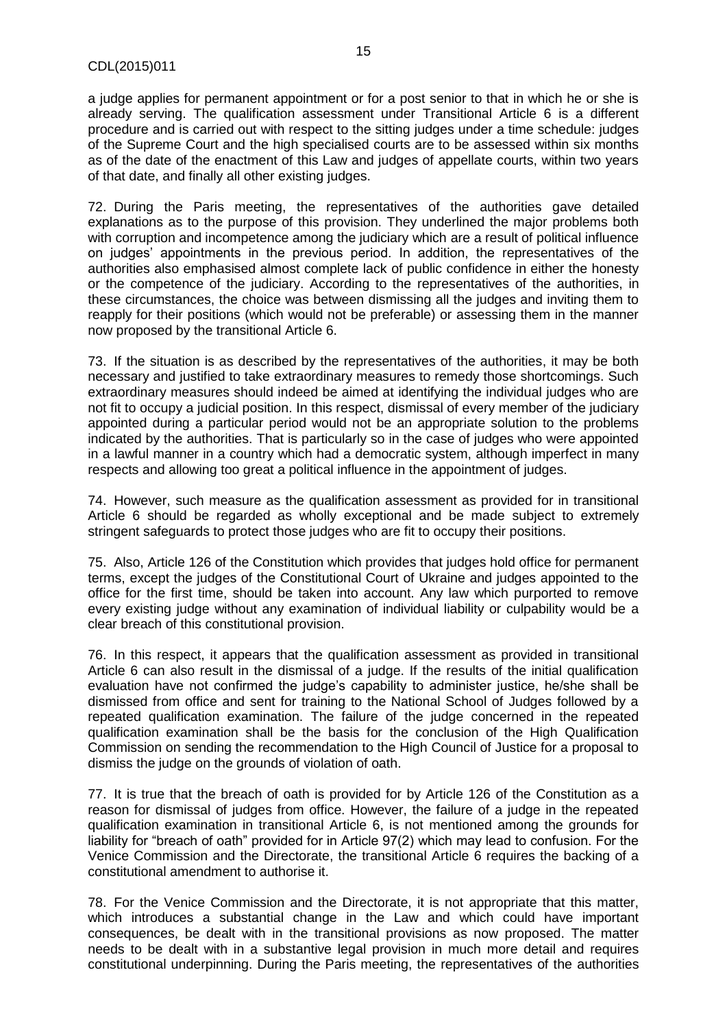a judge applies for permanent appointment or for a post senior to that in which he or she is already serving. The qualification assessment under Transitional Article 6 is a different procedure and is carried out with respect to the sitting judges under a time schedule: judges of the Supreme Court and the high specialised courts are to be assessed within six months as of the date of the enactment of this Law and judges of appellate courts, within two years of that date, and finally all other existing judges.

72. During the Paris meeting, the representatives of the authorities gave detailed explanations as to the purpose of this provision. They underlined the major problems both with corruption and incompetence among the judiciary which are a result of political influence on judges' appointments in the previous period. In addition, the representatives of the authorities also emphasised almost complete lack of public confidence in either the honesty or the competence of the judiciary. According to the representatives of the authorities, in these circumstances, the choice was between dismissing all the judges and inviting them to reapply for their positions (which would not be preferable) or assessing them in the manner now proposed by the transitional Article 6.

73. If the situation is as described by the representatives of the authorities, it may be both necessary and justified to take extraordinary measures to remedy those shortcomings. Such extraordinary measures should indeed be aimed at identifying the individual judges who are not fit to occupy a judicial position. In this respect, dismissal of every member of the judiciary appointed during a particular period would not be an appropriate solution to the problems indicated by the authorities. That is particularly so in the case of judges who were appointed in a lawful manner in a country which had a democratic system, although imperfect in many respects and allowing too great a political influence in the appointment of judges.

74. However, such measure as the qualification assessment as provided for in transitional Article 6 should be regarded as wholly exceptional and be made subject to extremely stringent safeguards to protect those judges who are fit to occupy their positions.

75. Also, Article 126 of the Constitution which provides that judges hold office for permanent terms, except the judges of the Constitutional Court of Ukraine and judges appointed to the office for the first time, should be taken into account. Any law which purported to remove every existing judge without any examination of individual liability or culpability would be a clear breach of this constitutional provision.

76. In this respect, it appears that the qualification assessment as provided in transitional Article 6 can also result in the dismissal of a judge. If the results of the initial qualification evaluation have not confirmed the judge's capability to administer justice, he/she shall be dismissed from office and sent for training to the National School of Judges followed by a repeated qualification examination. The failure of the judge concerned in the repeated qualification examination shall be the basis for the conclusion of the High Qualification Commission on sending the recommendation to the High Council of Justice for a proposal to dismiss the judge on the grounds of violation of oath.

77. It is true that the breach of oath is provided for by Article 126 of the Constitution as a reason for dismissal of judges from office. However, the failure of a judge in the repeated qualification examination in transitional Article 6, is not mentioned among the grounds for liability for "breach of oath" provided for in Article 97(2) which may lead to confusion. For the Venice Commission and the Directorate, the transitional Article 6 requires the backing of a constitutional amendment to authorise it.

78. For the Venice Commission and the Directorate, it is not appropriate that this matter, which introduces a substantial change in the Law and which could have important consequences, be dealt with in the transitional provisions as now proposed. The matter needs to be dealt with in a substantive legal provision in much more detail and requires constitutional underpinning. During the Paris meeting, the representatives of the authorities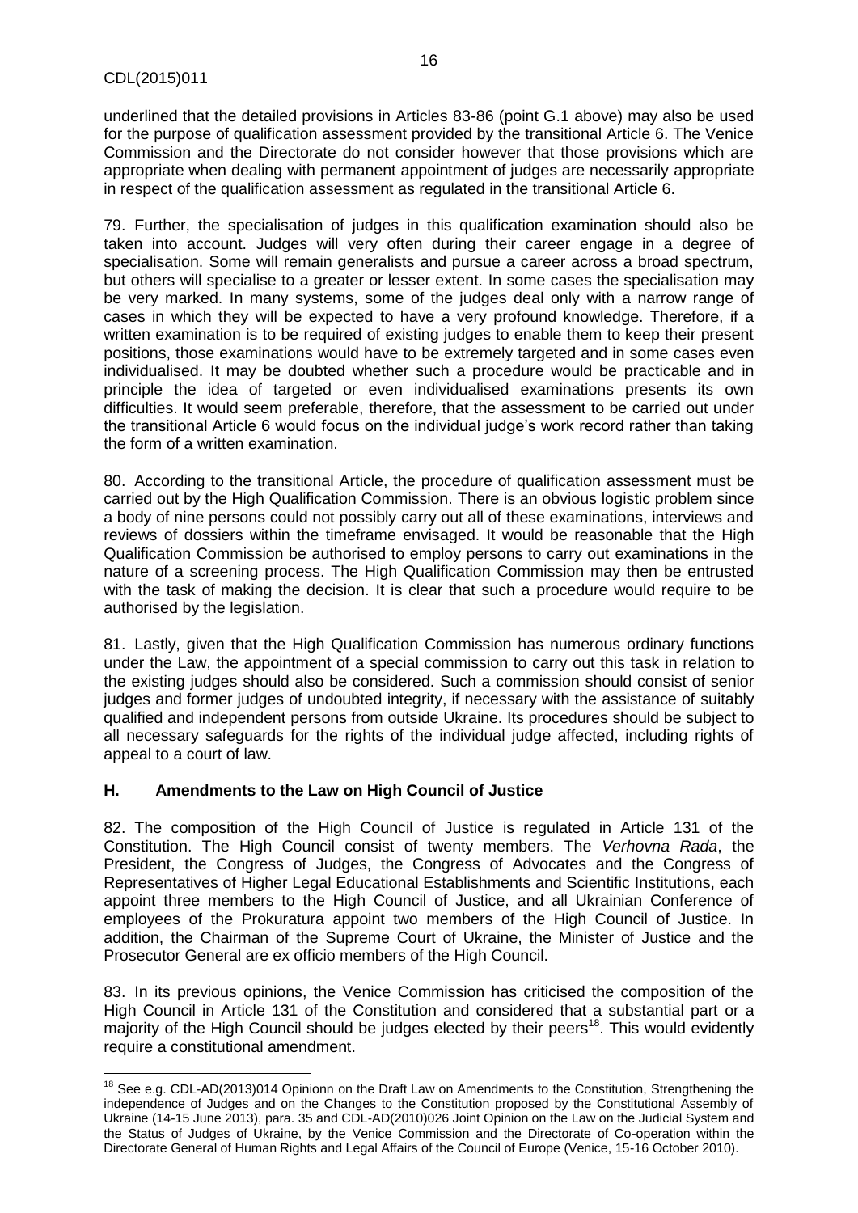underlined that the detailed provisions in Articles 83-86 (point G.1 above) may also be used for the purpose of qualification assessment provided by the transitional Article 6. The Venice Commission and the Directorate do not consider however that those provisions which are appropriate when dealing with permanent appointment of judges are necessarily appropriate in respect of the qualification assessment as regulated in the transitional Article 6.

79. Further, the specialisation of judges in this qualification examination should also be taken into account. Judges will very often during their career engage in a degree of specialisation. Some will remain generalists and pursue a career across a broad spectrum, but others will specialise to a greater or lesser extent. In some cases the specialisation may be very marked. In many systems, some of the judges deal only with a narrow range of cases in which they will be expected to have a very profound knowledge. Therefore, if a written examination is to be required of existing judges to enable them to keep their present positions, those examinations would have to be extremely targeted and in some cases even individualised. It may be doubted whether such a procedure would be practicable and in principle the idea of targeted or even individualised examinations presents its own difficulties. It would seem preferable, therefore, that the assessment to be carried out under the transitional Article 6 would focus on the individual judge's work record rather than taking the form of a written examination.

80. According to the transitional Article, the procedure of qualification assessment must be carried out by the High Qualification Commission. There is an obvious logistic problem since a body of nine persons could not possibly carry out all of these examinations, interviews and reviews of dossiers within the timeframe envisaged. It would be reasonable that the High Qualification Commission be authorised to employ persons to carry out examinations in the nature of a screening process. The High Qualification Commission may then be entrusted with the task of making the decision. It is clear that such a procedure would require to be authorised by the legislation.

81. Lastly, given that the High Qualification Commission has numerous ordinary functions under the Law, the appointment of a special commission to carry out this task in relation to the existing judges should also be considered. Such a commission should consist of senior judges and former judges of undoubted integrity, if necessary with the assistance of suitably qualified and independent persons from outside Ukraine. Its procedures should be subject to all necessary safeguards for the rights of the individual judge affected, including rights of appeal to a court of law.

### H. Amendments to the Law on High Council of Justice

82. The composition of the High Council of Justice is regulated in Article 131 of the Constitution. The High Council consist of twenty members. The *Verhovna Rada*, the President, the Congress of Judges, the Congress of Advocates and the Congress of Representatives of Higher Legal Educational Establishments and Scientific Institutions, each appoint three members to the High Council of Justice, and all Ukrainian Conference of employees of the Prokuratura appoint two members of the High Council of Justice. In addition, the Chairman of the Supreme Court of Ukraine, the Minister of Justice and the Prosecutor General are ex officio members of the High Council.

83. In its previous opinions, the Venice Commission has criticised the composition of the High Council in Article 131 of the Constitution and considered that a substantial part or a majority of the High Council should be judges elected by their peers[18]. This would evidently require a constitutional amendment.

---

[18] See e.g. CDL-AD(2013)014 Opinionn on the Draft Law on Amendments to the Constitution, Strengthening the independence of Judges and on the Changes to the Constitution proposed by the Constitutional Assembly of Ukraine (14-15 June 2013), para. 35 and CDL-AD(2010)026 Joint Opinion on the Law on the Judicial System and the Status of Judges of Ukraine, by the Venice Commission and the Directorate of Co-operation within the Directorate General of Human Rights and Legal Affairs of the Council of Europe (Venice, 15-16 October 2010).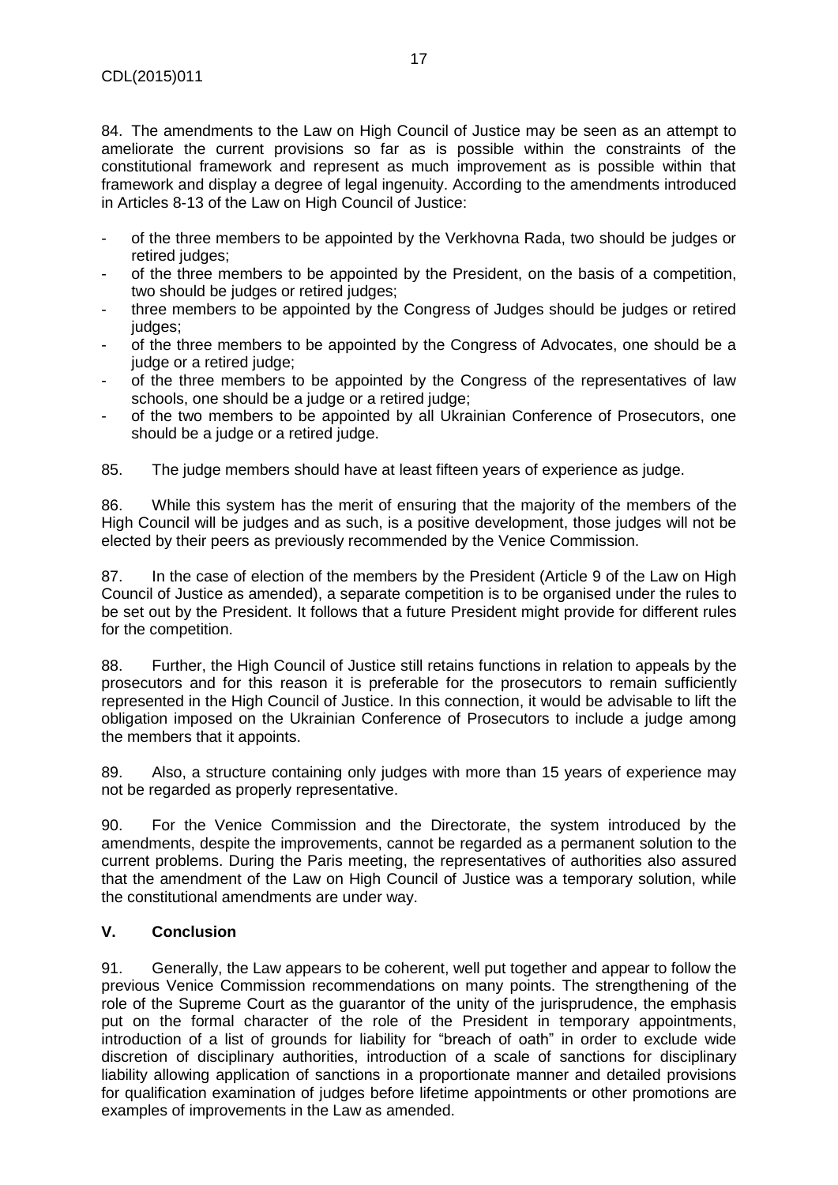84. The amendments to the Law on High Council of Justice may be seen as an attempt to ameliorate the current provisions so far as is possible within the constraints of the constitutional framework and represent as much improvement as is possible within that framework and display a degree of legal ingenuity. According to the amendments introduced in Articles 8-13 of the Law on High Council of Justice:

- of the three members to be appointed by the Verkhovna Rada, two should be judges or retired judges;
- of the three members to be appointed by the President, on the basis of a competition, two should be judges or retired judges;
- three members to be appointed by the Congress of Judges should be judges or retired judges;
- of the three members to be appointed by the Congress of Advocates, one should be a judge or a retired judge;
- of the three members to be appointed by the Congress of the representatives of law schools, one should be a judge or a retired judge;
- of the two members to be appointed by all Ukrainian Conference of Prosecutors, one should be a judge or a retired judge.

85. The judge members should have at least fifteen years of experience as judge.

86. While this system has the merit of ensuring that the majority of the members of the High Council will be judges and as such, is a positive development, those judges will not be elected by their peers as previously recommended by the Venice Commission.

87. In the case of election of the members by the President (Article 9 of the Law on High Council of Justice as amended), a separate competition is to be organised under the rules to be set out by the President. It follows that a future President might provide for different rules for the competition.

88. Further, the High Council of Justice still retains functions in relation to appeals by the prosecutors and for this reason it is preferable for the prosecutors to remain sufficiently represented in the High Council of Justice. In this connection, it would be advisable to lift the obligation imposed on the Ukrainian Conference of Prosecutors to include a judge among the members that it appoints.

89. Also, a structure containing only judges with more than 15 years of experience may not be regarded as properly representative.

90. For the Venice Commission and the Directorate, the system introduced by the amendments, despite the improvements, cannot be regarded as a permanent solution to the current problems. During the Paris meeting, the representatives of authorities also assured that the amendment of the Law on High Council of Justice was a temporary solution, while the constitutional amendments are under way.

## V. Conclusion

91. Generally, the Law appears to be coherent, well put together and appear to follow the previous Venice Commission recommendations on many points. The strengthening of the role of the Supreme Court as the guarantor of the unity of the jurisprudence, the emphasis put on the formal character of the role of the President in temporary appointments, introduction of a list of grounds for liability for "breach of oath" in order to exclude wide discretion of disciplinary authorities, introduction of a scale of sanctions for disciplinary liability allowing application of sanctions in a proportionate manner and detailed provisions for qualification examination of judges before lifetime appointments or other promotions are examples of improvements in the Law as amended.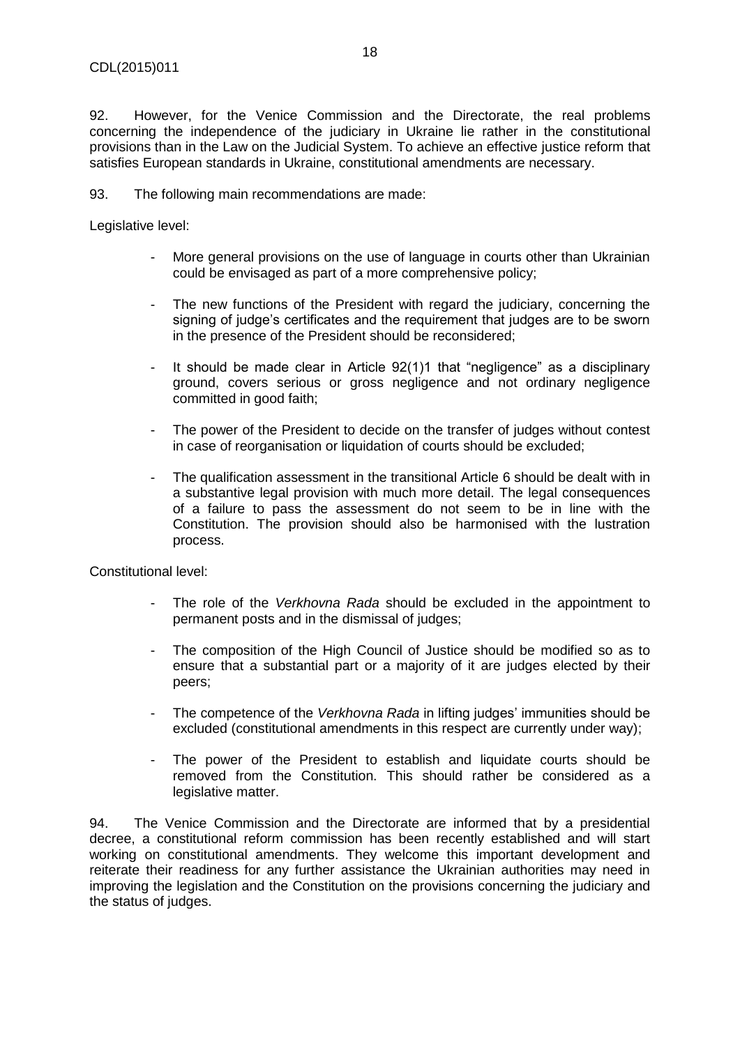92. However, for the Venice Commission and the Directorate, the real problems concerning the independence of the judiciary in Ukraine lie rather in the constitutional provisions than in the Law on the Judicial System. To achieve an effective justice reform that satisfies European standards in Ukraine, constitutional amendments are necessary.

93. The following main recommendations are made:

Legislative level:

- More general provisions on the use of language in courts other than Ukrainian could be envisaged as part of a more comprehensive policy;

- The new functions of the President with regard the judiciary, concerning the signing of judge's certificates and the requirement that judges are to be sworn in the presence of the President should be reconsidered;

- It should be made clear in Article 92(1)1 that "negligence" as a disciplinary ground, covers serious or gross negligence and not ordinary negligence committed in good faith;

- The power of the President to decide on the transfer of judges without contest in case of reorganisation or liquidation of courts should be excluded;

- The qualification assessment in the transitional Article 6 should be dealt with in a substantive legal provision with much more detail. The legal consequences of a failure to pass the assessment do not seem to be in line with the Constitution. The provision should also be harmonised with the lustration process.

Constitutional level:

- The role of the *Verkhovna Rada* should be excluded in the appointment to permanent posts and in the dismissal of judges;

- The composition of the High Council of Justice should be modified so as to ensure that a substantial part or a majority of it are judges elected by their peers;

- The competence of the *Verkhovna Rada* in lifting judges' immunities should be excluded (constitutional amendments in this respect are currently under way);

- The power of the President to establish and liquidate courts should be removed from the Constitution. This should rather be considered as a legislative matter.

94. The Venice Commission and the Directorate are informed that by a presidential decree, a constitutional reform commission has been recently established and will start working on constitutional amendments. They welcome this important development and reiterate their readiness for any further assistance the Ukrainian authorities may need in improving the legislation and the Constitution on the provisions concerning the judiciary and the status of judges.